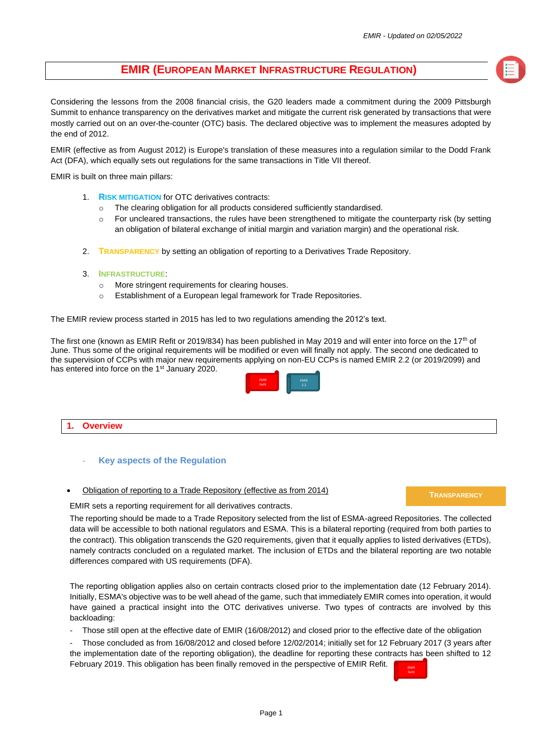# EMIR (European Market Infrastructure Regulation)

Considering the lessons from the 2008 financial crisis, the G20 leaders made a commitment during the 2009 Pittsburgh Summit to enhance transparency on the derivatives market and mitigate the current risk generated by transactions that were mostly carried out on an over-the-counter (OTC) basis. The declared objective was to implement the measures adopted by the end of 2012.

EMIR (effective as from August 2012) is Europe's translation of these measures into a regulation similar to the Dodd Frank Act (DFA), which equally sets out regulations for the same transactions in Title VII thereof.

EMIR is built on three main pillars:

1. **Risk mitigation** for OTC derivatives contracts:
   - The clearing obligation for all products considered sufficiently standardised.
   - For uncleared transactions, the rules have been strengthened to mitigate the counterparty risk (by setting an obligation of bilateral exchange of initial margin and variation margin) and the operational risk.

2. **Transparency** by setting an obligation of reporting to a Derivatives Trade Repository.

3. **Infrastructure**:
   - More stringent requirements for clearing houses.
   - Establishment of a European legal framework for Trade Repositories.

The EMIR review process started in 2015 has led to two regulations amending the 2012's text.

The first one (known as EMIR Refit or 2019/834) has been published in May 2019 and will enter into force on the 17th of June. Thus some of the original requirements will be modified or even will finally not apply. The second one dedicated to the supervision of CCPs with major new requirements applying on non-EU CCPs is named EMIR 2.2 (or 2019/2099) and has entered into force on the 1st January 2020.

EMIR Refit | EMIR 2.2

## 1. Overview

### - Key aspects of the Regulation

- <u>Obligation of reporting to a Trade Repository (effective as from 2014)</u>

**TRANSPARENCY**

EMIR sets a reporting requirement for all derivatives contracts.

The reporting should be made to a Trade Repository selected from the list of ESMA-agreed Repositories. The collected data will be accessible to both national regulators and ESMA. This is a bilateral reporting (required from both parties to the contract). This obligation transcends the G20 requirements, given that it equally applies to listed derivatives (ETDs), namely contracts concluded on a regulated market. The inclusion of ETDs and the bilateral reporting are two notable differences compared with US requirements (DFA).

The reporting obligation applies also on certain contracts closed prior to the implementation date (12 February 2014). Initially, ESMA's objective was to be well ahead of the game, such that immediately EMIR comes into operation, it would have gained a practical insight into the OTC derivatives universe. Two types of contracts are involved by this backloading:

- Those still open at the effective date of EMIR (16/08/2012) and closed prior to the effective date of the obligation
- Those concluded as from 16/08/2012 and closed before 12/02/2014; initially set for 12 February 2017 (3 years after the implementation date of the reporting obligation), the deadline for reporting these contracts has been shifted to 12 February 2019. This obligation has been finally removed in the perspective of EMIR Refit.

EMIR Refit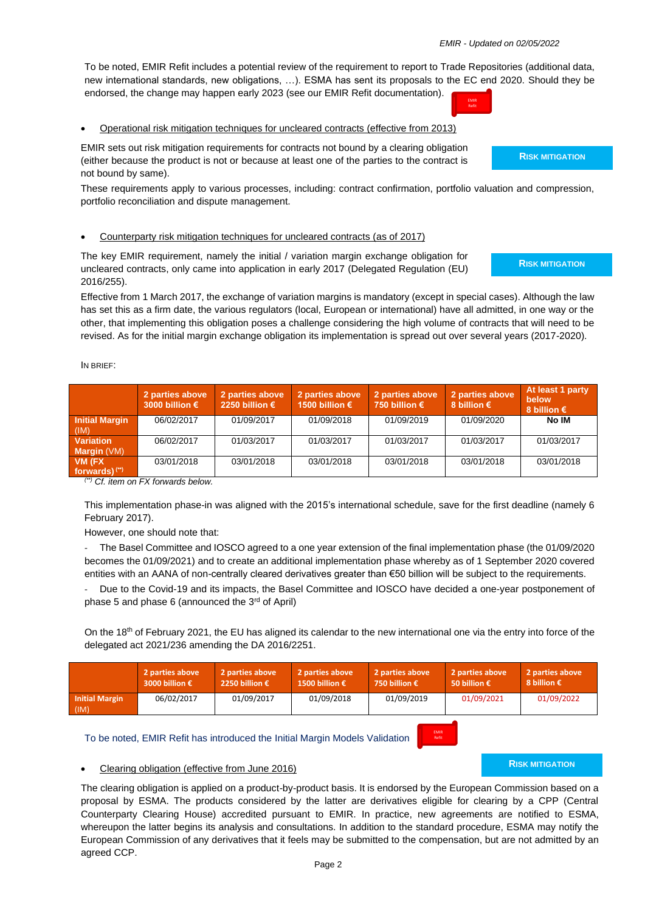To be noted, EMIR Refit includes a potential review of the requirement to report to Trade Repositories (additional data, new international standards, new obligations, …). ESMA has sent its proposals to the EC end 2020. Should they be endorsed, the change may happen early 2023 (see our EMIR Refit documentation).

EMIR Refit

- Operational risk mitigation techniques for uncleared contracts (effective from 2013)

**RISK MITIGATION**

EMIR sets out risk mitigation requirements for contracts not bound by a clearing obligation (either because the product is not or because at least one of the parties to the contract is not bound by same).

These requirements apply to various processes, including: contract confirmation, portfolio valuation and compression, portfolio reconciliation and dispute management.

- Counterparty risk mitigation techniques for uncleared contracts (as of 2017)

**RISK MITIGATION**

The key EMIR requirement, namely the initial / variation margin exchange obligation for uncleared contracts, only came into application in early 2017 (Delegated Regulation (EU) 2016/255).

Effective from 1 March 2017, the exchange of variation margins is mandatory (except in special cases). Although the law has set this as a firm date, the various regulators (local, European or international) have all admitted, in one way or the other, that implementing this obligation poses a challenge considering the high volume of contracts that will need to be revised. As for the initial margin exchange obligation its implementation is spread out over several years (2017-2020).

IN BRIEF:

| | 2 parties above 3000 billion € | 2 parties above 2250 billion € | 2 parties above 1500 billion € | 2 parties above 750 billion € | 2 parties above 8 billion € | At least 1 party below 8 billion € |
|---|---|---|---|---|---|---|
| **Initial Margin** (IM) | 06/02/2017 | 01/09/2017 | 01/09/2018 | 01/09/2019 | 01/09/2020 | **No IM** |
| **Variation Margin** (VM) | 06/02/2017 | 01/03/2017 | 01/03/2017 | 01/03/2017 | 01/03/2017 | 01/03/2017 |
| **VM (FX forwards)** (**) | 03/01/2018 | 03/01/2018 | 03/01/2018 | 03/01/2018 | 03/01/2018 | 03/01/2018 |

(**) *Cf. item on FX forwards below.*

This implementation phase-in was aligned with the 2015's international schedule, save for the first deadline (namely 6 February 2017).

However, one should note that:

- The Basel Committee and IOSCO agreed to a one year extension of the final implementation phase (the 01/09/2020 becomes the 01/09/2021) and to create an additional implementation phase whereby as of 1 September 2020 covered entities with an AANA of non-centrally cleared derivatives greater than €50 billion will be subject to the requirements.
- Due to the Covid-19 and its impacts, the Basel Committee and IOSCO have decided a one-year postponement of phase 5 and phase 6 (announced the 3rd of April)

On the 18th of February 2021, the EU has aligned its calendar to the new international one via the entry into force of the delegated act 2021/236 amending the DA 2016/2251.

| | 2 parties above 3000 billion € | 2 parties above 2250 billion € | 2 parties above 1500 billion € | 2 parties above 750 billion € | 2 parties above 50 billion € | 2 parties above 8 billion € |
|---|---|---|---|---|---|---|
| **Initial Margin** (IM) | 06/02/2017 | 01/09/2017 | 01/09/2018 | 01/09/2019 | 01/09/2021 | 01/09/2022 |

To be noted, EMIR Refit has introduced the Initial Margin Models Validation

EMIR Refit

- Clearing obligation (effective from June 2016)

**RISK MITIGATION**

The clearing obligation is applied on a product-by-product basis. It is endorsed by the European Commission based on a proposal by ESMA. The products considered by the latter are derivatives eligible for clearing by a CPP (Central Counterparty Clearing House) accredited pursuant to EMIR. In practice, new agreements are notified to ESMA, whereupon the latter begins its analysis and consultations. In addition to the standard procedure, ESMA may notify the European Commission of any derivatives that it feels may be submitted to the compensation, but are not admitted by an agreed CCP.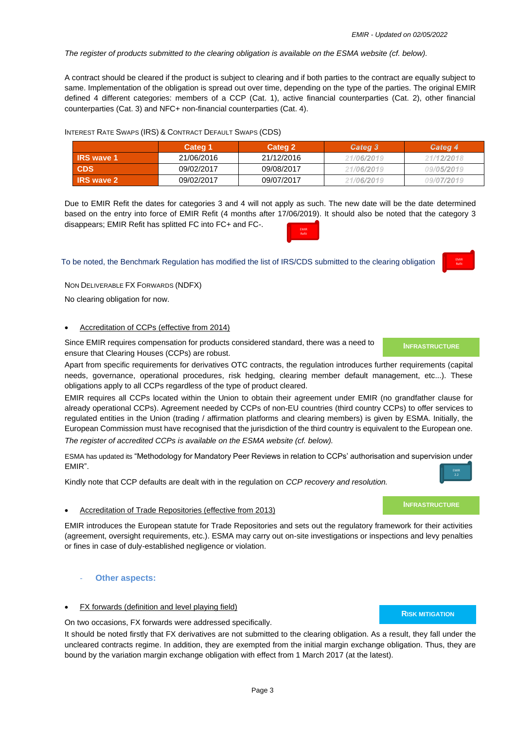*The register of products submitted to the clearing obligation is available on the ESMA website (cf. below).*

A contract should be cleared if the product is subject to clearing and if both parties to the contract are equally subject to same. Implementation of the obligation is spread out over time, depending on the type of the parties. The original EMIR defined 4 different categories: members of a CCP (Cat. 1), active financial counterparties (Cat. 2), other financial counterparties (Cat. 3) and NFC+ non-financial counterparties (Cat. 4).

INTEREST RATE SWAPS (IRS) & CONTRACT DEFAULT SWAPS (CDS)

| | Categ 1 | Categ 2 | *Categ 3* | *Categ 4* |
|---|---|---|---|---|
| **IRS wave 1** | 21/06/2016 | 21/12/2016 | *21/06/2019* | *21/12/2018* |
| **CDS** | 09/02/2017 | 09/08/2017 | *21/06/2019* | *09/05/2019* |
| **IRS wave 2** | 09/02/2017 | 09/07/2017 | *21/06/2019* | *09/07/2019* |

Due to EMIR Refit the dates for categories 3 and 4 will not apply as such. The new date will be the date determined based on the entry into force of EMIR Refit (4 months after 17/06/2019). It should also be noted that the category 3 disappears; EMIR Refit has splitted FC into FC+ and FC-.

EMIR Refit

To be noted, the Benchmark Regulation has modified the list of IRS/CDS submitted to the clearing obligation

EMIR Refit

NON DELIVERABLE FX FORWARDS (NDFX)

No clearing obligation for now.

- Accreditation of CCPs (effective from 2014)

**INFRASTRUCTURE**

Since EMIR requires compensation for products considered standard, there was a need to ensure that Clearing Houses (CCPs) are robust.

Apart from specific requirements for derivatives OTC contracts, the regulation introduces further requirements (capital needs, governance, operational procedures, risk hedging, clearing member default management, etc...). These obligations apply to all CCPs regardless of the type of product cleared.

EMIR requires all CCPs located within the Union to obtain their agreement under EMIR (no grandfather clause for already operational CCPs). Agreement needed by CCPs of non-EU countries (third country CCPs) to offer services to regulated entities in the Union (trading / affirmation platforms and clearing members) is given by ESMA. Initially, the European Commission must have recognised that the jurisdiction of the third country is equivalent to the European one.

*The register of accredited CCPs is available on the ESMA website (cf. below).*

ESMA has updated its "Methodology for Mandatory Peer Reviews in relation to CCPs' authorisation and supervision under EMIR".

EMIR 2.2

Kindly note that CCP defaults are dealt with in the regulation on *CCP recovery and resolution.*

**INFRASTRUCTURE**

- Accreditation of Trade Repositories (effective from 2013)

EMIR introduces the European statute for Trade Repositories and sets out the regulatory framework for their activities (agreement, oversight requirements, etc.). ESMA may carry out on-site investigations or inspections and levy penalties or fines in case of duly-established negligence or violation.

- **Other aspects:**

- FX forwards (definition and level playing field)

**RISK MITIGATION**

On two occasions, FX forwards were addressed specifically.

It should be noted firstly that FX derivatives are not submitted to the clearing obligation. As a result, they fall under the uncleared contracts regime. In addition, they are exempted from the initial margin exchange obligation. Thus, they are bound by the variation margin exchange obligation with effect from 1 March 2017 (at the latest).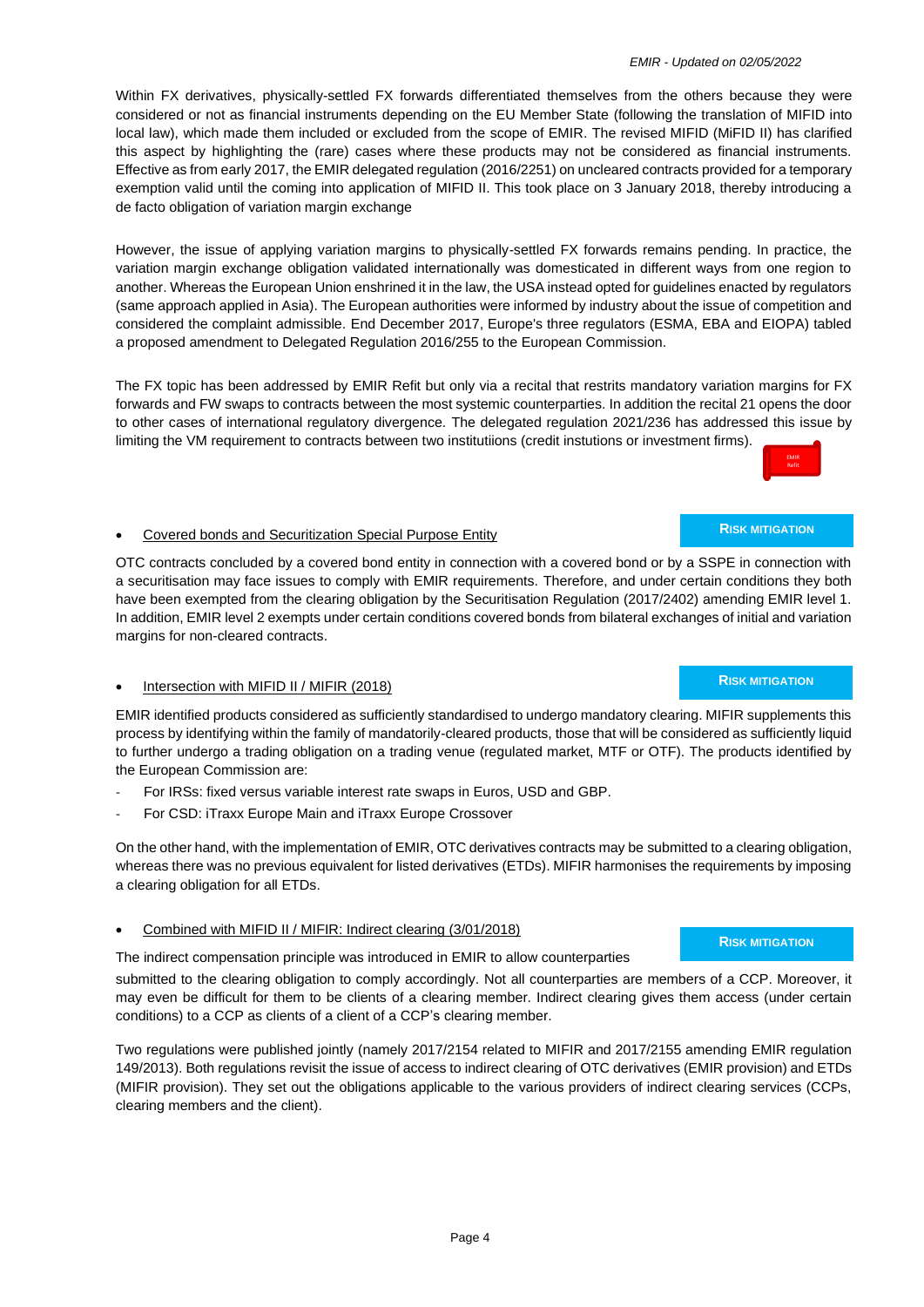Within FX derivatives, physically-settled FX forwards differentiated themselves from the others because they were considered or not as financial instruments depending on the EU Member State (following the translation of MIFID into local law), which made them included or excluded from the scope of EMIR. The revised MIFID (MiFID II) has clarified this aspect by highlighting the (rare) cases where these products may not be considered as financial instruments. Effective as from early 2017, the EMIR delegated regulation (2016/2251) on uncleared contracts provided for a temporary exemption valid until the coming into application of MIFID II. This took place on 3 January 2018, thereby introducing a de facto obligation of variation margin exchange

However, the issue of applying variation margins to physically-settled FX forwards remains pending. In practice, the variation margin exchange obligation validated internationally was domesticated in different ways from one region to another. Whereas the European Union enshrined it in the law, the USA instead opted for guidelines enacted by regulators (same approach applied in Asia). The European authorities were informed by industry about the issue of competition and considered the complaint admissible. End December 2017, Europe's three regulators (ESMA, EBA and EIOPA) tabled a proposed amendment to Delegated Regulation 2016/255 to the European Commission.

The FX topic has been addressed by EMIR Refit but only via a recital that restrits mandatory variation margins for FX forwards and FW swaps to contracts between the most systemic counterparties. In addition the recital 21 opens the door to other cases of international regulatory divergence. The delegated regulation 2021/236 has addressed this issue by limiting the VM requirement to contracts between two institutiions (credit instutions or investment firms).

EMIR Refit

- Covered bonds and Securitization Special Purpose Entity

**RISK MITIGATION**

OTC contracts concluded by a covered bond entity in connection with a covered bond or by a SSPE in connection with a securitisation may face issues to comply with EMIR requirements. Therefore, and under certain conditions they both have been exempted from the clearing obligation by the Securitisation Regulation (2017/2402) amending EMIR level 1. In addition, EMIR level 2 exempts under certain conditions covered bonds from bilateral exchanges of initial and variation margins for non-cleared contracts.

- Intersection with MIFID II / MIFIR (2018)

**RISK MITIGATION**

EMIR identified products considered as sufficiently standardised to undergo mandatory clearing. MIFIR supplements this process by identifying within the family of mandatorily-cleared products, those that will be considered as sufficiently liquid to further undergo a trading obligation on a trading venue (regulated market, MTF or OTF). The products identified by the European Commission are:

- For IRSs: fixed versus variable interest rate swaps in Euros, USD and GBP.
- For CSD: iTraxx Europe Main and iTraxx Europe Crossover

On the other hand, with the implementation of EMIR, OTC derivatives contracts may be submitted to a clearing obligation, whereas there was no previous equivalent for listed derivatives (ETDs). MIFIR harmonises the requirements by imposing a clearing obligation for all ETDs.

- Combined with MIFID II / MIFIR: Indirect clearing (3/01/2018)

**RISK MITIGATION**

The indirect compensation principle was introduced in EMIR to allow counterparties submitted to the clearing obligation to comply accordingly. Not all counterparties are members of a CCP. Moreover, it may even be difficult for them to be clients of a clearing member. Indirect clearing gives them access (under certain conditions) to a CCP as clients of a client of a CCP's clearing member.

Two regulations were published jointly (namely 2017/2154 related to MIFIR and 2017/2155 amending EMIR regulation 149/2013). Both regulations revisit the issue of access to indirect clearing of OTC derivatives (EMIR provision) and ETDs (MIFIR provision). They set out the obligations applicable to the various providers of indirect clearing services (CCPs, clearing members and the client).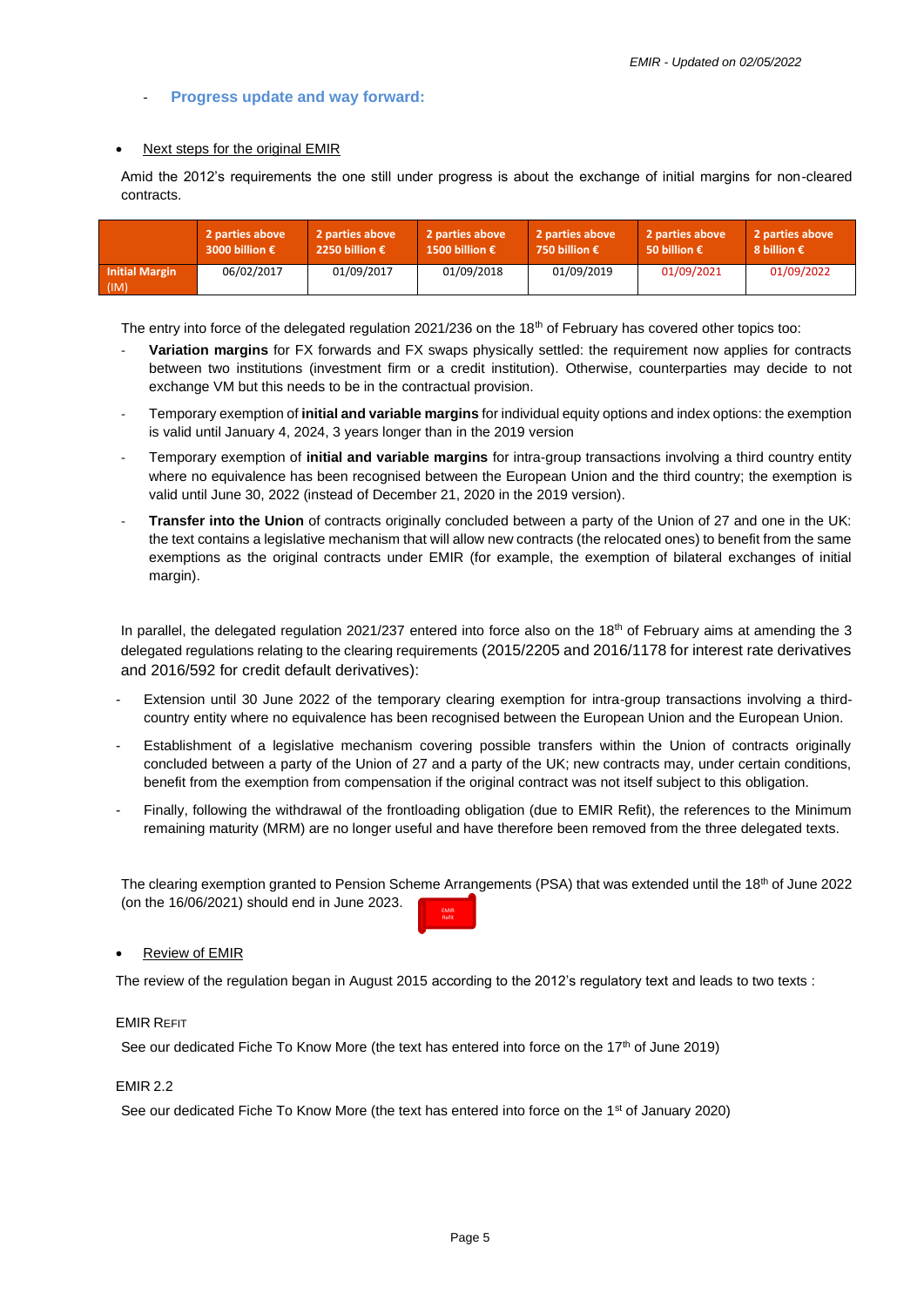- **Progress update and way forward:**

- Next steps for the original EMIR

Amid the 2012's requirements the one still under progress is about the exchange of initial margins for non-cleared contracts.

| | 2 parties above 3000 billion € | 2 parties above 2250 billion € | 2 parties above 1500 billion € | 2 parties above 750 billion € | 2 parties above 50 billion € | 2 parties above 8 billion € |
|---|---|---|---|---|---|---|
| **Initial Margin** (IM) | 06/02/2017 | 01/09/2017 | 01/09/2018 | 01/09/2019 | 01/09/2021 | 01/09/2022 |

The entry into force of the delegated regulation 2021/236 on the 18th of February has covered other topics too:

- **Variation margins** for FX forwards and FX swaps physically settled: the requirement now applies for contracts between two institutions (investment firm or a credit institution). Otherwise, counterparties may decide to not exchange VM but this needs to be in the contractual provision.
- Temporary exemption of **initial and variable margins** for individual equity options and index options: the exemption is valid until January 4, 2024, 3 years longer than in the 2019 version
- Temporary exemption of **initial and variable margins** for intra-group transactions involving a third country entity where no equivalence has been recognised between the European Union and the third country; the exemption is valid until June 30, 2022 (instead of December 21, 2020 in the 2019 version).
- **Transfer into the Union** of contracts originally concluded between a party of the Union of 27 and one in the UK: the text contains a legislative mechanism that will allow new contracts (the relocated ones) to benefit from the same exemptions as the original contracts under EMIR (for example, the exemption of bilateral exchanges of initial margin).

In parallel, the delegated regulation 2021/237 entered into force also on the 18th of February aims at amending the 3 delegated regulations relating to the clearing requirements (2015/2205 and 2016/1178 for interest rate derivatives and 2016/592 for credit default derivatives):

- Extension until 30 June 2022 of the temporary clearing exemption for intra-group transactions involving a third-country entity where no equivalence has been recognised between the European Union and the European Union.
- Establishment of a legislative mechanism covering possible transfers within the Union of contracts originally concluded between a party of the Union of 27 and a party of the UK; new contracts may, under certain conditions, benefit from the exemption from compensation if the original contract was not itself subject to this obligation.
- Finally, following the withdrawal of the frontloading obligation (due to EMIR Refit), the references to the Minimum remaining maturity (MRM) are no longer useful and have therefore been removed from the three delegated texts.

The clearing exemption granted to Pension Scheme Arrangements (PSA) that was extended until the 18th of June 2022 (on the 16/06/2021) should end in June 2023.

EMIR Refit

- Review of EMIR

The review of the regulation began in August 2015 according to the 2012's regulatory text and leads to two texts :

EMIR Refit

See our dedicated Fiche To Know More (the text has entered into force on the 17th of June 2019)

EMIR 2.2

See our dedicated Fiche To Know More (the text has entered into force on the 1st of January 2020)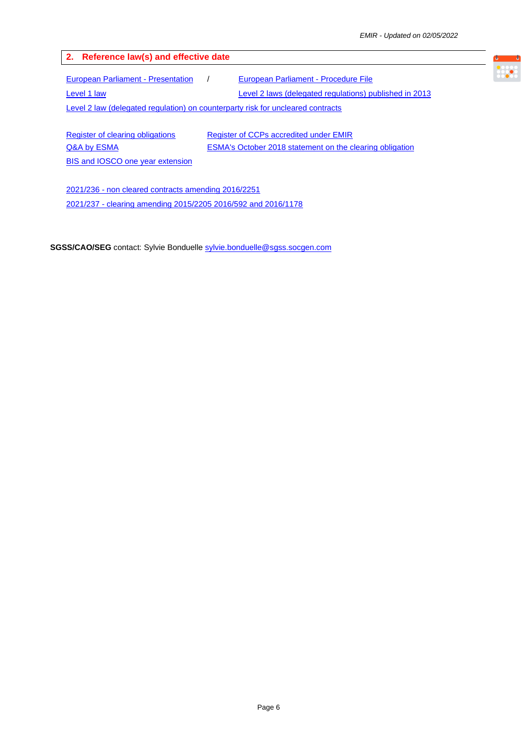## 2. Reference law(s) and effective date

European Parliament - Presentation / European Parliament - Procedure File

Level 1 law

Level 2 laws (delegated regulations) published in 2013

Level 2 law (delegated regulation) on counterparty risk for uncleared contracts

Register of clearing obligations

Register of CCPs accredited under EMIR

Q&A by ESMA

ESMA's October 2018 statement on the clearing obligation

BIS and IOSCO one year extension

2021/236 - non cleared contracts amending 2016/2251

2021/237 - clearing amending 2015/2205 2016/592 and 2016/1178

**SGSS/CAO/SEG** contact: Sylvie Bonduelle sylvie.bonduelle@sgss.socgen.com